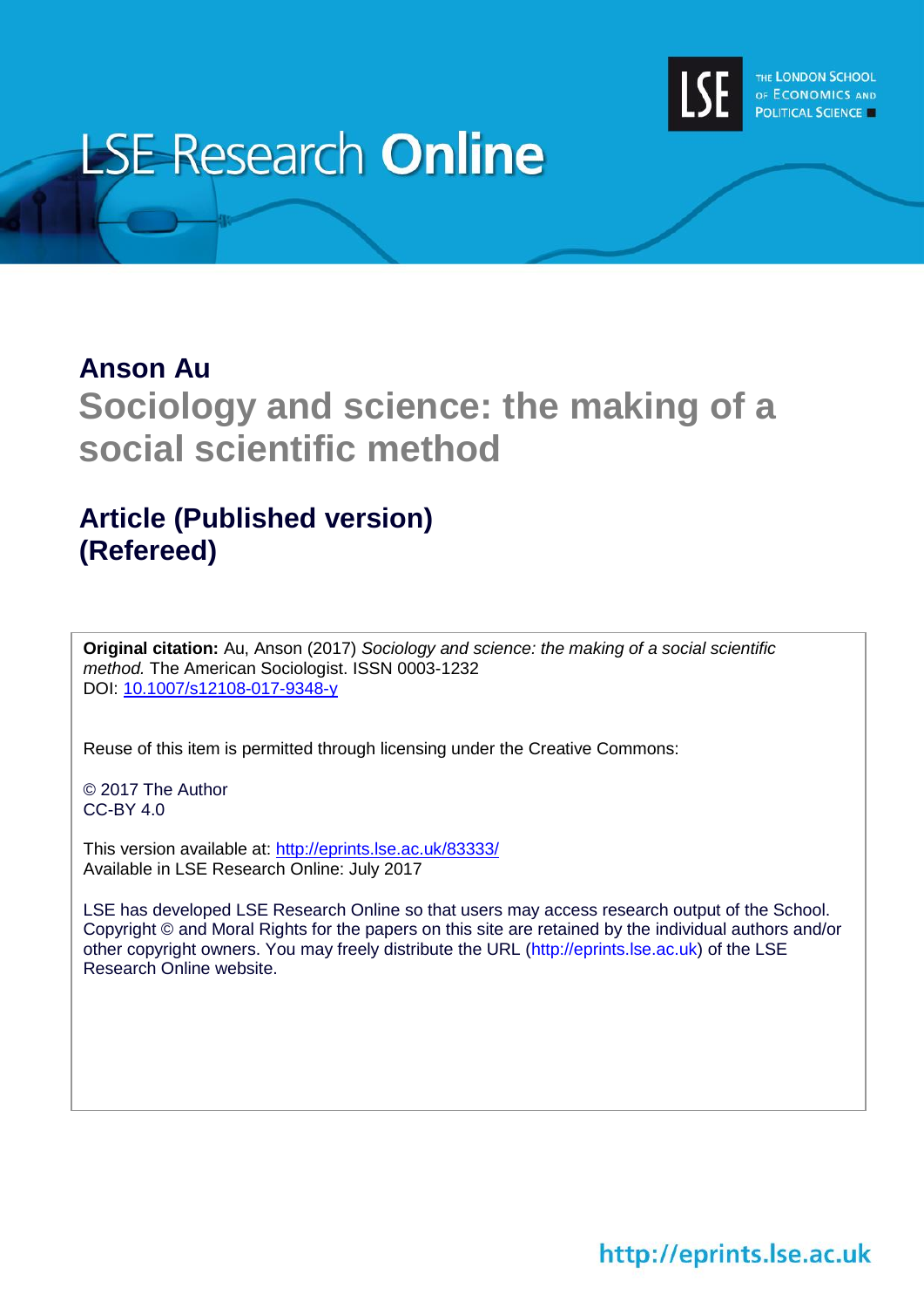LSE Research **Online**

THE LONDON SCHOOL OF ECONOMICS AND POLITICAL SCIENCE

**Anson Au**

# Sociology and science: the making of a social scientific method

## Article (Published version) (Refereed)

**Original citation:** Au, Anson (2017) *Sociology and science: the making of a social scientific method.* The American Sociologist. ISSN 0003-1232
DOI: [10.1007/s12108-017-9348-y](https://doi.org/10.1007/s12108-017-9348-y)

Reuse of this item is permitted through licensing under the Creative Commons:

© 2017 The Author
CC-BY 4.0

This version available at: [http://eprints.lse.ac.uk/83333/](http://eprints.lse.ac.uk/83333/)
Available in LSE Research Online: July 2017

LSE has developed LSE Research Online so that users may access research output of the School. Copyright © and Moral Rights for the papers on this site are retained by the individual authors and/or other copyright owners. You may freely distribute the URL (http://eprints.lse.ac.uk) of the LSE Research Online website.

http://eprints.lse.ac.uk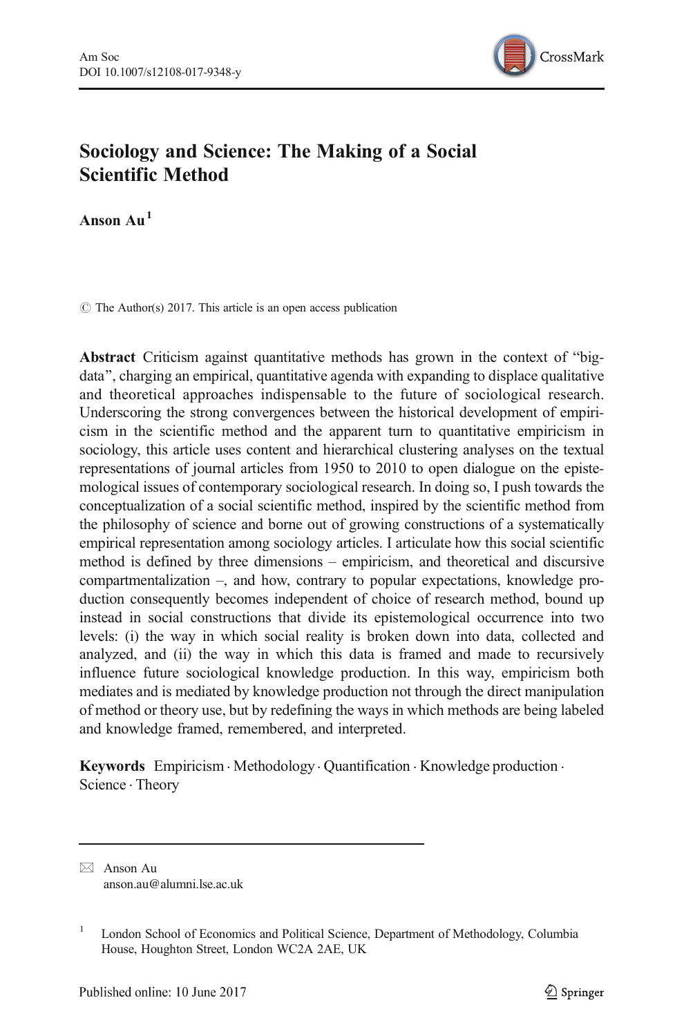# Sociology and Science: The Making of a Social Scientific Method

**Anson Au**[1]

© The Author(s) 2017. This article is an open access publication

**Abstract** Criticism against quantitative methods has grown in the context of "big-data", charging an empirical, quantitative agenda with expanding to displace qualitative and theoretical approaches indispensable to the future of sociological research. Underscoring the strong convergences between the historical development of empiricism in the scientific method and the apparent turn to quantitative empiricism in sociology, this article uses content and hierarchical clustering analyses on the textual representations of journal articles from 1950 to 2010 to open dialogue on the epistemological issues of contemporary sociological research. In doing so, I push towards the conceptualization of a social scientific method, inspired by the scientific method from the philosophy of science and borne out of growing constructions of a systematically empirical representation among sociology articles. I articulate how this social scientific method is defined by three dimensions – empiricism, and theoretical and discursive compartmentalization –, and how, contrary to popular expectations, knowledge production consequently becomes independent of choice of research method, bound up instead in social constructions that divide its epistemological occurrence into two levels: (i) the way in which social reality is broken down into data, collected and analyzed, and (ii) the way in which this data is framed and made to recursively influence future sociological knowledge production. In this way, empiricism both mediates and is mediated by knowledge production not through the direct manipulation of method or theory use, but by redefining the ways in which methods are being labeled and knowledge framed, remembered, and interpreted.

**Keywords** Empiricism · Methodology · Quantification · Knowledge production · Science · Theory

---

✉ Anson Au
anson.au@alumni.lse.ac.uk

[1] London School of Economics and Political Science, Department of Methodology, Columbia House, Houghton Street, London WC2A 2AE, UK

Published online: 10 June 2017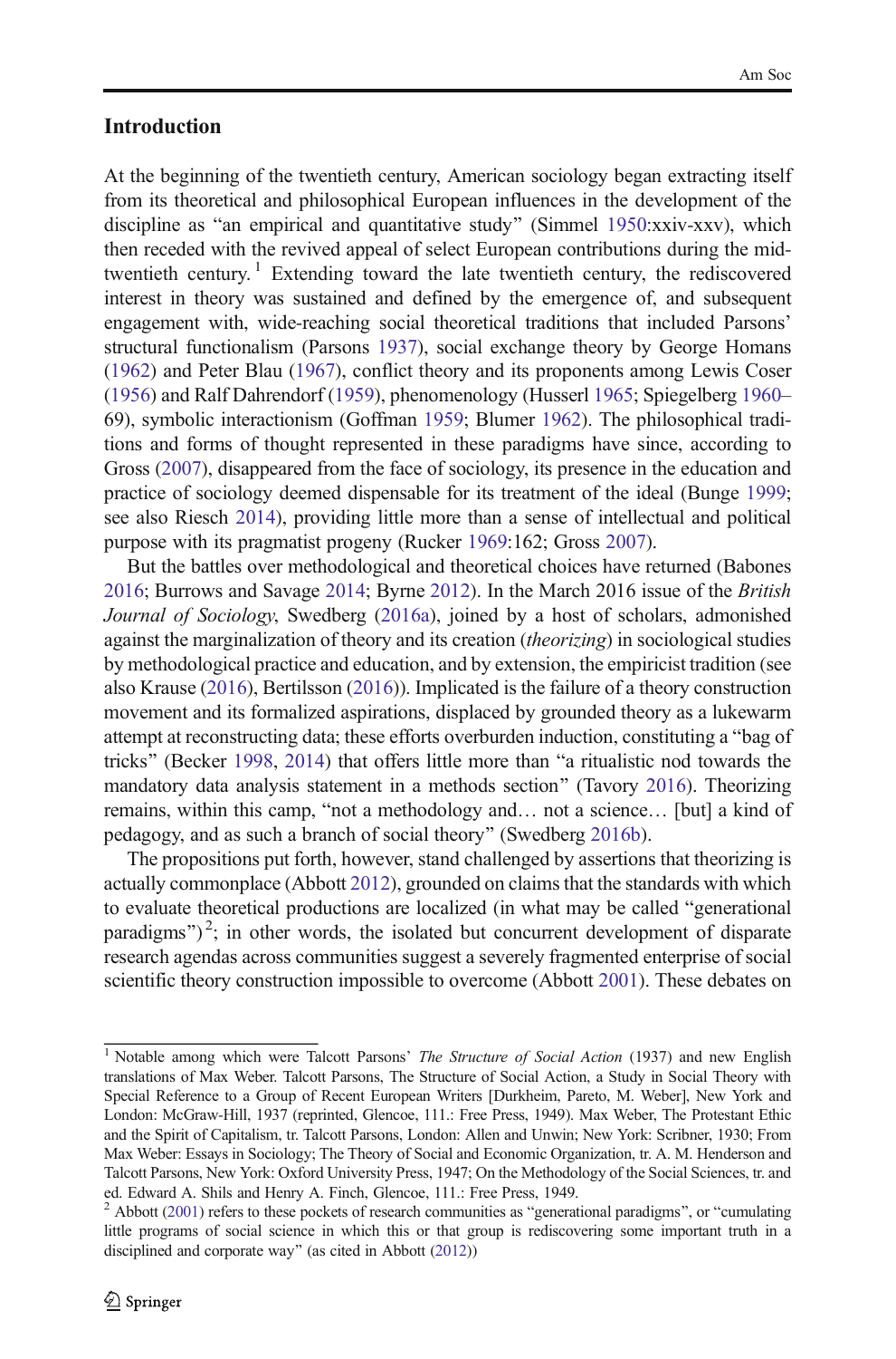## Introduction

At the beginning of the twentieth century, American sociology began extracting itself from its theoretical and philosophical European influences in the development of the discipline as "an empirical and quantitative study" (Simmel 1950:xxiv-xxv), which then receded with the revived appeal of select European contributions during the mid-twentieth century.[1] Extending toward the late twentieth century, the rediscovered interest in theory was sustained and defined by the emergence of, and subsequent engagement with, wide-reaching social theoretical traditions that included Parsons' structural functionalism (Parsons 1937), social exchange theory by George Homans (1962) and Peter Blau (1967), conflict theory and its proponents among Lewis Coser (1956) and Ralf Dahrendorf (1959), phenomenology (Husserl 1965; Spiegelberg 1960–69), symbolic interactionism (Goffman 1959; Blumer 1962). The philosophical traditions and forms of thought represented in these paradigms have since, according to Gross (2007), disappeared from the face of sociology, its presence in the education and practice of sociology deemed dispensable for its treatment of the ideal (Bunge 1999; see also Riesch 2014), providing little more than a sense of intellectual and political purpose with its pragmatist progeny (Rucker 1969:162; Gross 2007).

But the battles over methodological and theoretical choices have returned (Babones 2016; Burrows and Savage 2014; Byrne 2012). In the March 2016 issue of the *British Journal of Sociology*, Swedberg (2016a), joined by a host of scholars, admonished against the marginalization of theory and its creation (*theorizing*) in sociological studies by methodological practice and education, and by extension, the empiricist tradition (see also Krause (2016), Bertilsson (2016)). Implicated is the failure of a theory construction movement and its formalized aspirations, displaced by grounded theory as a lukewarm attempt at reconstructing data; these efforts overburden induction, constituting a "bag of tricks" (Becker 1998, 2014) that offers little more than "a ritualistic nod towards the mandatory data analysis statement in a methods section" (Tavory 2016). Theorizing remains, within this camp, "not a methodology and… not a science… [but] a kind of pedagogy, and as such a branch of social theory" (Swedberg 2016b).

The propositions put forth, however, stand challenged by assertions that theorizing is actually commonplace (Abbott 2012), grounded on claims that the standards with which to evaluate theoretical productions are localized (in what may be called "generational paradigms")[2]; in other words, the isolated but concurrent development of disparate research agendas across communities suggest a severely fragmented enterprise of social scientific theory construction impossible to overcome (Abbott 2001). These debates on

---

[1] Notable among which were Talcott Parsons' *The Structure of Social Action* (1937) and new English translations of Max Weber. Talcott Parsons, The Structure of Social Action, a Study in Social Theory with Special Reference to a Group of Recent European Writers [Durkheim, Pareto, M. Weber], New York and London: McGraw-Hill, 1937 (reprinted, Glencoe, 111.: Free Press, 1949). Max Weber, The Protestant Ethic and the Spirit of Capitalism, tr. Talcott Parsons, London: Allen and Unwin; New York: Scribner, 1930; From Max Weber: Essays in Sociology; The Theory of Social and Economic Organization, tr. A. M. Henderson and Talcott Parsons, New York: Oxford University Press, 1947; On the Methodology of the Social Sciences, tr. and ed. Edward A. Shils and Henry A. Finch, Glencoe, 111.: Free Press, 1949.

[2] Abbott (2001) refers to these pockets of research communities as "generational paradigms", or "cumulating little programs of social science in which this or that group is rediscovering some important truth in a disciplined and corporate way" (as cited in Abbott (2012))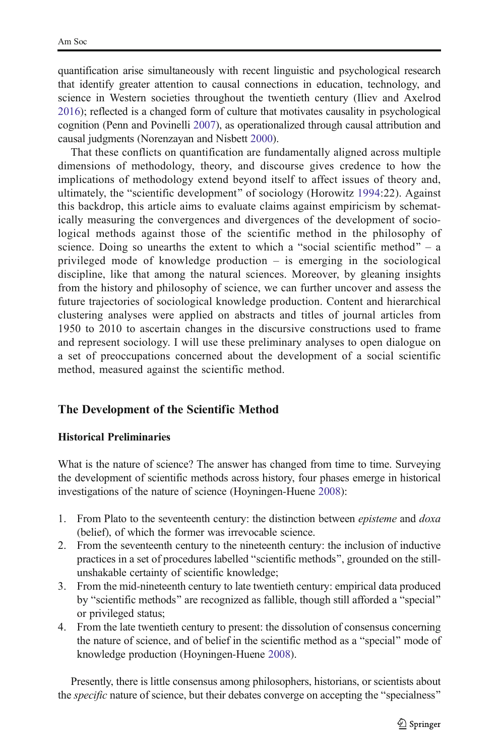quantification arise simultaneously with recent linguistic and psychological research that identify greater attention to causal connections in education, technology, and science in Western societies throughout the twentieth century (Iliev and Axelrod 2016); reflected is a changed form of culture that motivates causality in psychological cognition (Penn and Povinelli 2007), as operationalized through causal attribution and causal judgments (Norenzayan and Nisbett 2000).

That these conflicts on quantification are fundamentally aligned across multiple dimensions of methodology, theory, and discourse gives credence to how the implications of methodology extend beyond itself to affect issues of theory and, ultimately, the "scientific development" of sociology (Horowitz 1994:22). Against this backdrop, this article aims to evaluate claims against empiricism by schematically measuring the convergences and divergences of the development of sociological methods against those of the scientific method in the philosophy of science. Doing so unearths the extent to which a "social scientific method" – a privileged mode of knowledge production – is emerging in the sociological discipline, like that among the natural sciences. Moreover, by gleaning insights from the history and philosophy of science, we can further uncover and assess the future trajectories of sociological knowledge production. Content and hierarchical clustering analyses were applied on abstracts and titles of journal articles from 1950 to 2010 to ascertain changes in the discursive constructions used to frame and represent sociology. I will use these preliminary analyses to open dialogue on a set of preoccupations concerned about the development of a social scientific method, measured against the scientific method.

## The Development of the Scientific Method

### Historical Preliminaries

What is the nature of science? The answer has changed from time to time. Surveying the development of scientific methods across history, four phases emerge in historical investigations of the nature of science (Hoyningen-Huene 2008):

1. From Plato to the seventeenth century: the distinction between *episteme* and *doxa* (belief), of which the former was irrevocable science.
2. From the seventeenth century to the nineteenth century: the inclusion of inductive practices in a set of procedures labelled "scientific methods", grounded on the still-unshakable certainty of scientific knowledge;
3. From the mid-nineteenth century to late twentieth century: empirical data produced by "scientific methods" are recognized as fallible, though still afforded a "special" or privileged status;
4. From the late twentieth century to present: the dissolution of consensus concerning the nature of science, and of belief in the scientific method as a "special" mode of knowledge production (Hoyningen-Huene 2008).

Presently, there is little consensus among philosophers, historians, or scientists about the *specific* nature of science, but their debates converge on accepting the "specialness"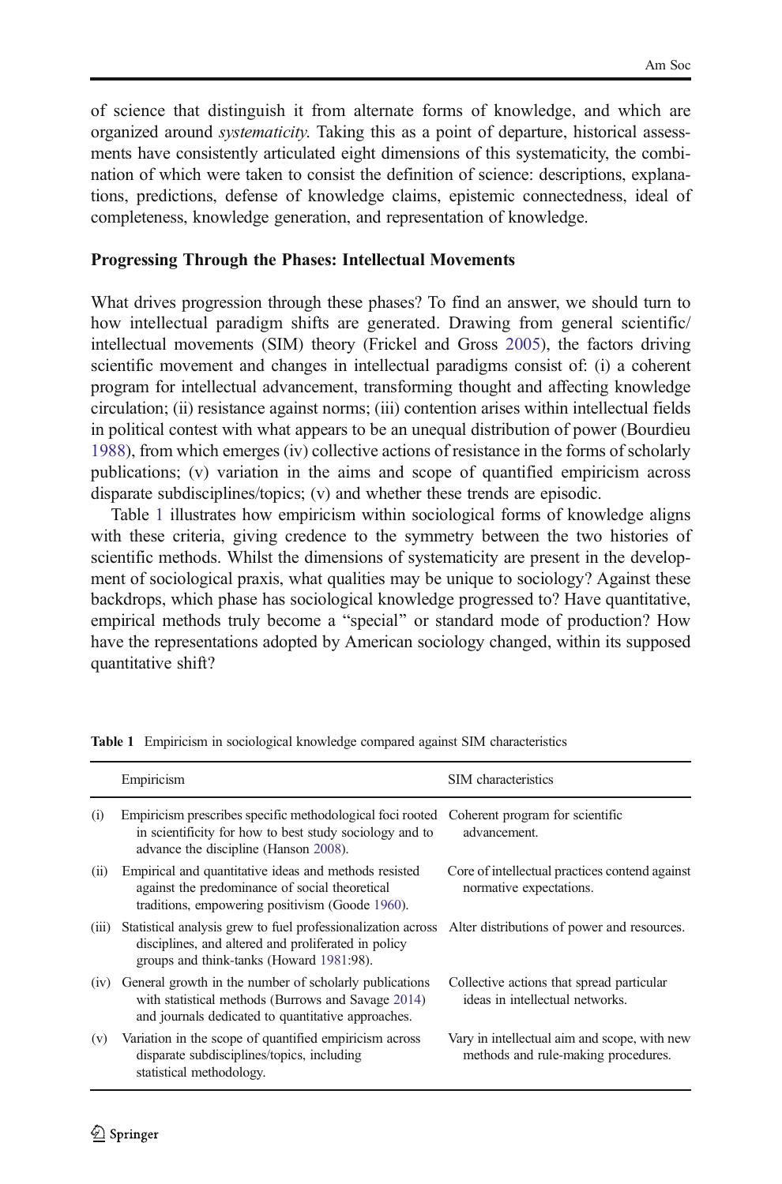of science that distinguish it from alternate forms of knowledge, and which are organized around *systematicity*. Taking this as a point of departure, historical assessments have consistently articulated eight dimensions of this systematicity, the combination of which were taken to consist the definition of science: descriptions, explanations, predictions, defense of knowledge claims, epistemic connectedness, ideal of completeness, knowledge generation, and representation of knowledge.

**Progressing Through the Phases: Intellectual Movements**

What drives progression through these phases? To find an answer, we should turn to how intellectual paradigm shifts are generated. Drawing from general scientific/ intellectual movements (SIM) theory (Frickel and Gross 2005), the factors driving scientific movement and changes in intellectual paradigms consist of: (i) a coherent program for intellectual advancement, transforming thought and affecting knowledge circulation; (ii) resistance against norms; (iii) contention arises within intellectual fields in political contest with what appears to be an unequal distribution of power (Bourdieu 1988), from which emerges (iv) collective actions of resistance in the forms of scholarly publications; (v) variation in the aims and scope of quantified empiricism across disparate subdisciplines/topics; (v) and whether these trends are episodic.

Table 1 illustrates how empiricism within sociological forms of knowledge aligns with these criteria, giving credence to the symmetry between the two histories of scientific methods. Whilst the dimensions of systematicity are present in the development of sociological praxis, what qualities may be unique to sociology? Against these backdrops, which phase has sociological knowledge progressed to? Have quantitative, empirical methods truly become a "special" or standard mode of production? How have the representations adopted by American sociology changed, within its supposed quantitative shift?

**Table 1** Empiricism in sociological knowledge compared against SIM characteristics

| | Empiricism | SIM characteristics |
|---|---|---|
| (i) | Empiricism prescribes specific methodological foci rooted in scientificity for how to best study sociology and to advance the discipline (Hanson 2008). | Coherent program for scientific advancement. |
| (ii) | Empirical and quantitative ideas and methods resisted against the predominance of social theoretical traditions, empowering positivism (Goode 1960). | Core of intellectual practices contend against normative expectations. |
| (iii) | Statistical analysis grew to fuel professionalization across disciplines, and altered and proliferated in policy groups and think-tanks (Howard 1981:98). | Alter distributions of power and resources. |
| (iv) | General growth in the number of scholarly publications with statistical methods (Burrows and Savage 2014) and journals dedicated to quantitative approaches. | Collective actions that spread particular ideas in intellectual networks. |
| (v) | Variation in the scope of quantified empiricism across disparate subdisciplines/topics, including statistical methodology. | Vary in intellectual aim and scope, with new methods and rule-making procedures. |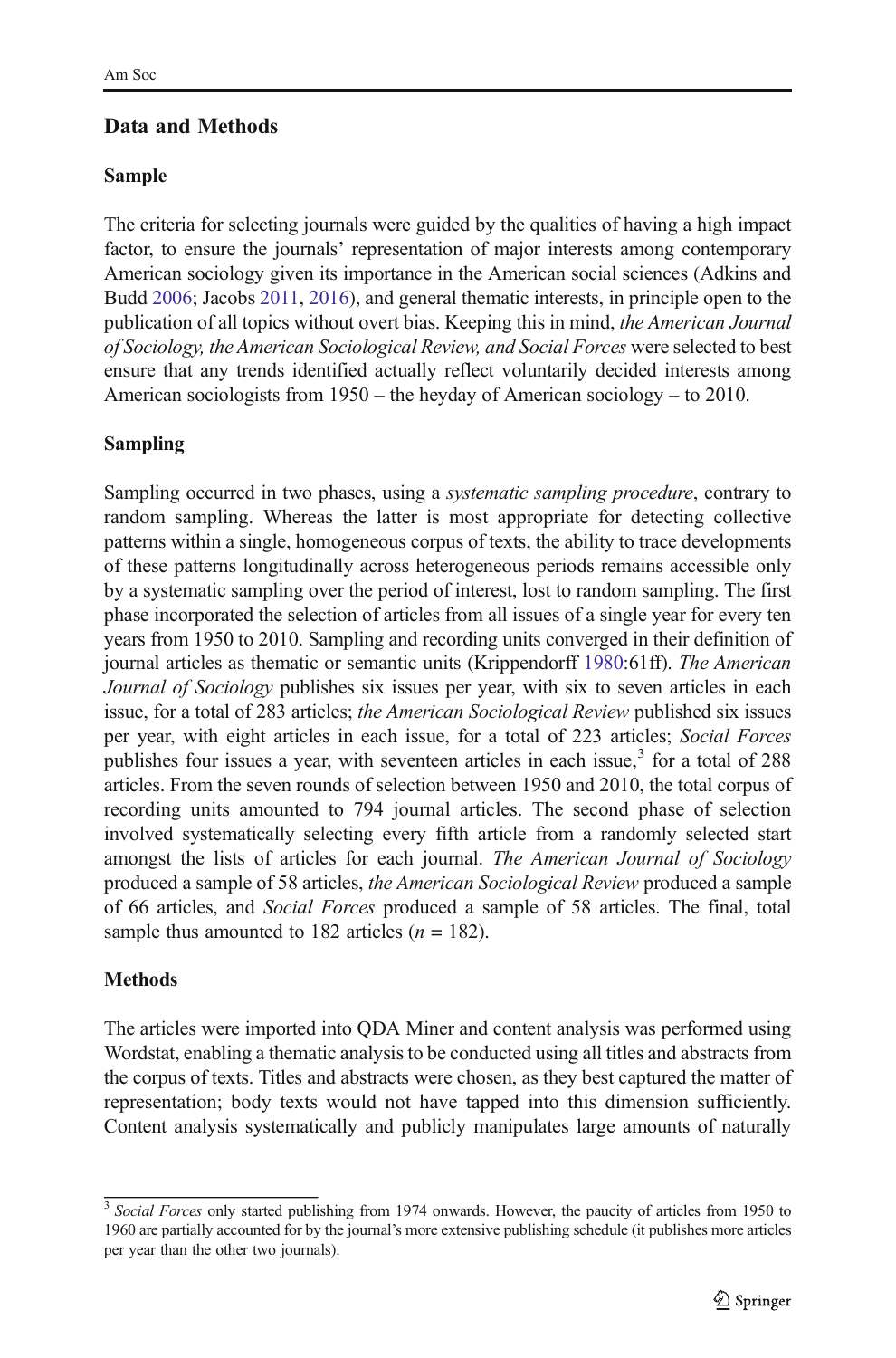## Data and Methods

### Sample

The criteria for selecting journals were guided by the qualities of having a high impact factor, to ensure the journals' representation of major interests among contemporary American sociology given its importance in the American social sciences (Adkins and Budd 2006; Jacobs 2011, 2016), and general thematic interests, in principle open to the publication of all topics without overt bias. Keeping this in mind, *the American Journal of Sociology, the American Sociological Review, and Social Forces* were selected to best ensure that any trends identified actually reflect voluntarily decided interests among American sociologists from 1950 – the heyday of American sociology – to 2010.

### Sampling

Sampling occurred in two phases, using a *systematic sampling procedure*, contrary to random sampling. Whereas the latter is most appropriate for detecting collective patterns within a single, homogeneous corpus of texts, the ability to trace developments of these patterns longitudinally across heterogeneous periods remains accessible only by a systematic sampling over the period of interest, lost to random sampling. The first phase incorporated the selection of articles from all issues of a single year for every ten years from 1950 to 2010. Sampling and recording units converged in their definition of journal articles as thematic or semantic units (Krippendorff 1980:61ff). *The American Journal of Sociology* publishes six issues per year, with six to seven articles in each issue, for a total of 283 articles; *the American Sociological Review* published six issues per year, with eight articles in each issue, for a total of 223 articles; *Social Forces* publishes four issues a year, with seventeen articles in each issue,[3] for a total of 288 articles. From the seven rounds of selection between 1950 and 2010, the total corpus of recording units amounted to 794 journal articles. The second phase of selection involved systematically selecting every fifth article from a randomly selected start amongst the lists of articles for each journal. *The American Journal of Sociology* produced a sample of 58 articles, *the American Sociological Review* produced a sample of 66 articles, and *Social Forces* produced a sample of 58 articles. The final, total sample thus amounted to 182 articles ($n = 182$).

### Methods

The articles were imported into QDA Miner and content analysis was performed using Wordstat, enabling a thematic analysis to be conducted using all titles and abstracts from the corpus of texts. Titles and abstracts were chosen, as they best captured the matter of representation; body texts would not have tapped into this dimension sufficiently. Content analysis systematically and publicly manipulates large amounts of naturally

[3] *Social Forces* only started publishing from 1974 onwards. However, the paucity of articles from 1950 to 1960 are partially accounted for by the journal's more extensive publishing schedule (it publishes more articles per year than the other two journals).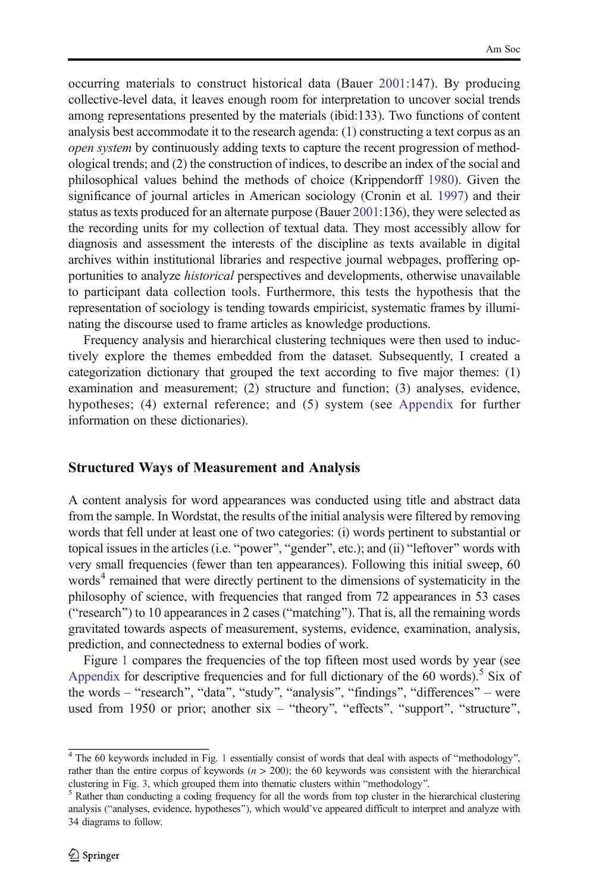occurring materials to construct historical data (Bauer 2001:147). By producing collective-level data, it leaves enough room for interpretation to uncover social trends among representations presented by the materials (ibid:133). Two functions of content analysis best accommodate it to the research agenda: (1) constructing a text corpus as an *open system* by continuously adding texts to capture the recent progression of methodological trends; and (2) the construction of indices, to describe an index of the social and philosophical values behind the methods of choice (Krippendorff 1980). Given the significance of journal articles in American sociology (Cronin et al. 1997) and their status as texts produced for an alternate purpose (Bauer 2001:136), they were selected as the recording units for my collection of textual data. They most accessibly allow for diagnosis and assessment the interests of the discipline as texts available in digital archives within institutional libraries and respective journal webpages, proffering opportunities to analyze *historical* perspectives and developments, otherwise unavailable to participant data collection tools. Furthermore, this tests the hypothesis that the representation of sociology is tending towards empiricist, systematic frames by illuminating the discourse used to frame articles as knowledge productions.

Frequency analysis and hierarchical clustering techniques were then used to inductively explore the themes embedded from the dataset. Subsequently, I created a categorization dictionary that grouped the text according to five major themes: (1) examination and measurement; (2) structure and function; (3) analyses, evidence, hypotheses; (4) external reference; and (5) system (see Appendix for further information on these dictionaries).

## Structured Ways of Measurement and Analysis

A content analysis for word appearances was conducted using title and abstract data from the sample. In Wordstat, the results of the initial analysis were filtered by removing words that fell under at least one of two categories: (i) words pertinent to substantial or topical issues in the articles (i.e. "power", "gender", etc.); and (ii) "leftover" words with very small frequencies (fewer than ten appearances). Following this initial sweep, 60 words[4] remained that were directly pertinent to the dimensions of systematicity in the philosophy of science, with frequencies that ranged from 72 appearances in 53 cases ("research") to 10 appearances in 2 cases ("matching"). That is, all the remaining words gravitated towards aspects of measurement, systems, evidence, examination, analysis, prediction, and connectedness to external bodies of work.

Figure 1 compares the frequencies of the top fifteen most used words by year (see Appendix for descriptive frequencies and for full dictionary of the 60 words).[5] Six of the words – "research", "data", "study", "analysis", "findings", "differences" – were used from 1950 or prior; another six – "theory", "effects", "support", "structure",

[4] The 60 keywords included in Fig. 1 essentially consist of words that deal with aspects of "methodology", rather than the entire corpus of keywords ($n > 200$); the 60 keywords was consistent with the hierarchical clustering in Fig. 3, which grouped them into thematic clusters within "methodology".

[5] Rather than conducting a coding frequency for all the words from top cluster in the hierarchical clustering analysis ("analyses, evidence, hypotheses"), which would've appeared difficult to interpret and analyze with 34 diagrams to follow.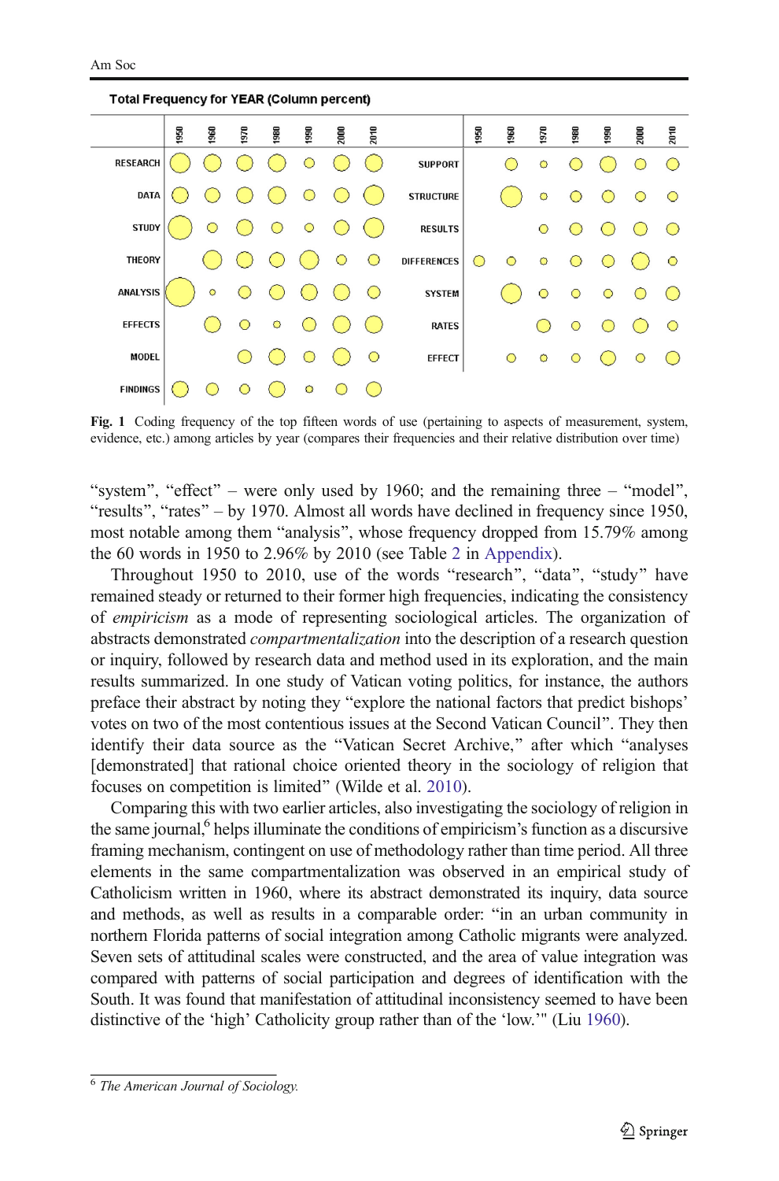**Total Frequency for YEAR (Column percent)**

| | 1950 | 1960 | 1970 | 1980 | 1990 | 2000 | 2010 |
|---|---|---|---|---|---|---|---|
| RESEARCH | ○ | ○ | ○ | ○ | ○ | ○ | ○ |
| DATA | ○ | ○ | ○ | ○ | ○ | ○ | ○ |
| STUDY | ○ | ○ | ○ | ○ | ○ | ○ | ○ |
| THEORY | | ○ | ○ | ○ | ○ | ○ | ○ |
| ANALYSIS | ○ | ○ | ○ | ○ | ○ | ○ | ○ |
| EFFECTS | | ○ | ○ | ○ | ○ | ○ | ○ |
| MODEL | | | ○ | ○ | ○ | ○ | ○ |
| FINDINGS | ○ | ○ | ○ | ○ | ○ | ○ | ○ |

| | 1950 | 1960 | 1970 | 1980 | 1990 | 2000 | 2010 |
|---|---|---|---|---|---|---|---|
| SUPPORT | | ○ | ○ | ○ | ○ | ○ | ○ |
| STRUCTURE | | ○ | ○ | ○ | ○ | ○ | ○ |
| RESULTS | | | ○ | ○ | ○ | ○ | ○ |
| DIFFERENCES | ○ | ○ | ○ | ○ | ○ | ○ | ○ |
| SYSTEM | | ○ | ○ | ○ | ○ | ○ | ○ |
| RATES | | | ○ | ○ | ○ | ○ | ○ |
| EFFECT | | ○ | ○ | ○ | ○ | ○ | ○ |

**Fig. 1** Coding frequency of the top fifteen words of use (pertaining to aspects of measurement, system, evidence, etc.) among articles by year (compares their frequencies and their relative distribution over time)

"system", "effect" – were only used by 1960; and the remaining three – "model", "results", "rates" – by 1970. Almost all words have declined in frequency since 1950, most notable among them "analysis", whose frequency dropped from 15.79% among the 60 words in 1950 to 2.96% by 2010 (see Table 2 in Appendix).

Throughout 1950 to 2010, use of the words "research", "data", "study" have remained steady or returned to their former high frequencies, indicating the consistency of *empiricism* as a mode of representing sociological articles. The organization of abstracts demonstrated *compartmentalization* into the description of a research question or inquiry, followed by research data and method used in its exploration, and the main results summarized. In one study of Vatican voting politics, for instance, the authors preface their abstract by noting they "explore the national factors that predict bishops' votes on two of the most contentious issues at the Second Vatican Council". They then identify their data source as the "Vatican Secret Archive," after which "analyses [demonstrated] that rational choice oriented theory in the sociology of religion that focuses on competition is limited" (Wilde et al. 2010).

Comparing this with two earlier articles, also investigating the sociology of religion in the same journal,[6] helps illuminate the conditions of empiricism's function as a discursive framing mechanism, contingent on use of methodology rather than time period. All three elements in the same compartmentalization was observed in an empirical study of Catholicism written in 1960, where its abstract demonstrated its inquiry, data source and methods, as well as results in a comparable order: "in an urban community in northern Florida patterns of social integration among Catholic migrants were analyzed. Seven sets of attitudinal scales were constructed, and the area of value integration was compared with patterns of social participation and degrees of identification with the South. It was found that manifestation of attitudinal inconsistency seemed to have been distinctive of the 'high' Catholicity group rather than of the 'low.'" (Liu 1960).

[6] *The American Journal of Sociology.*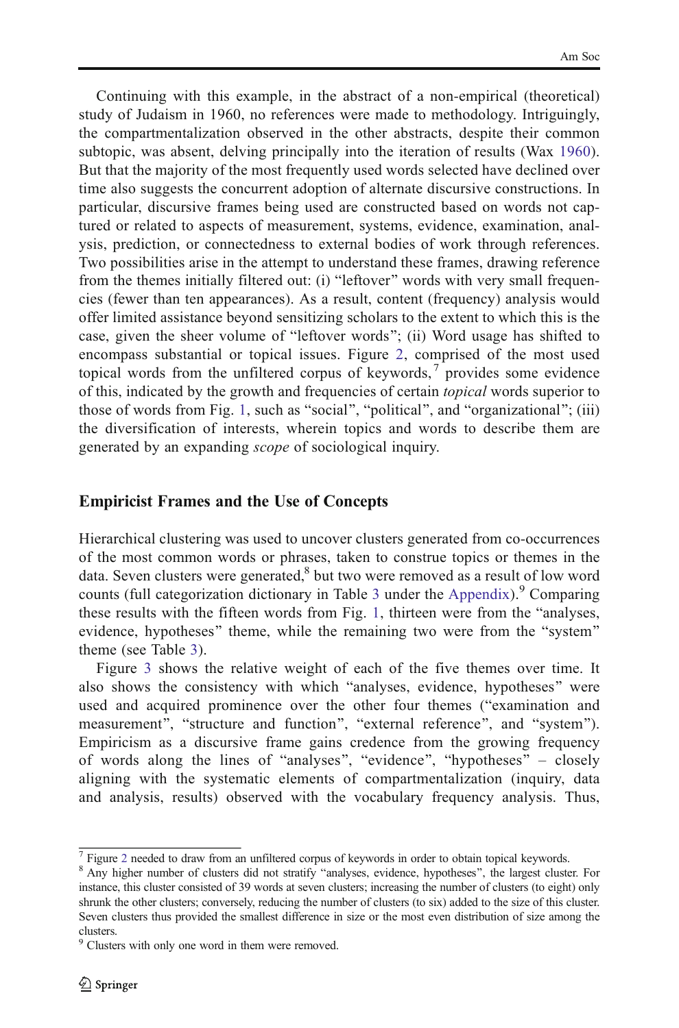Continuing with this example, in the abstract of a non-empirical (theoretical) study of Judaism in 1960, no references were made to methodology. Intriguingly, the compartmentalization observed in the other abstracts, despite their common subtopic, was absent, delving principally into the iteration of results (Wax 1960). But that the majority of the most frequently used words selected have declined over time also suggests the concurrent adoption of alternate discursive constructions. In particular, discursive frames being used are constructed based on words not captured or related to aspects of measurement, systems, evidence, examination, analysis, prediction, or connectedness to external bodies of work through references. Two possibilities arise in the attempt to understand these frames, drawing reference from the themes initially filtered out: (i) "leftover" words with very small frequencies (fewer than ten appearances). As a result, content (frequency) analysis would offer limited assistance beyond sensitizing scholars to the extent to which this is the case, given the sheer volume of "leftover words"; (ii) Word usage has shifted to encompass substantial or topical issues. Figure 2, comprised of the most used topical words from the unfiltered corpus of keywords,[7] provides some evidence of this, indicated by the growth and frequencies of certain *topical* words superior to those of words from Fig. 1, such as "social", "political", and "organizational"; (iii) the diversification of interests, wherein topics and words to describe them are generated by an expanding *scope* of sociological inquiry.

## Empiricist Frames and the Use of Concepts

Hierarchical clustering was used to uncover clusters generated from co-occurrences of the most common words or phrases, taken to construe topics or themes in the data. Seven clusters were generated,[8] but two were removed as a result of low word counts (full categorization dictionary in Table 3 under the Appendix).[9] Comparing these results with the fifteen words from Fig. 1, thirteen were from the "analyses, evidence, hypotheses" theme, while the remaining two were from the "system" theme (see Table 3).

Figure 3 shows the relative weight of each of the five themes over time. It also shows the consistency with which "analyses, evidence, hypotheses" were used and acquired prominence over the other four themes ("examination and measurement", "structure and function", "external reference", and "system"). Empiricism as a discursive frame gains credence from the growing frequency of words along the lines of "analyses", "evidence", "hypotheses" – closely aligning with the systematic elements of compartmentalization (inquiry, data and analysis, results) observed with the vocabulary frequency analysis. Thus,

---

[7] Figure 2 needed to draw from an unfiltered corpus of keywords in order to obtain topical keywords.

[8] Any higher number of clusters did not stratify "analyses, evidence, hypotheses", the largest cluster. For instance, this cluster consisted of 39 words at seven clusters; increasing the number of clusters (to eight) only shrunk the other clusters; conversely, reducing the number of clusters (to six) added to the size of this cluster. Seven clusters thus provided the smallest difference in size or the most even distribution of size among the clusters.

[9] Clusters with only one word in them were removed.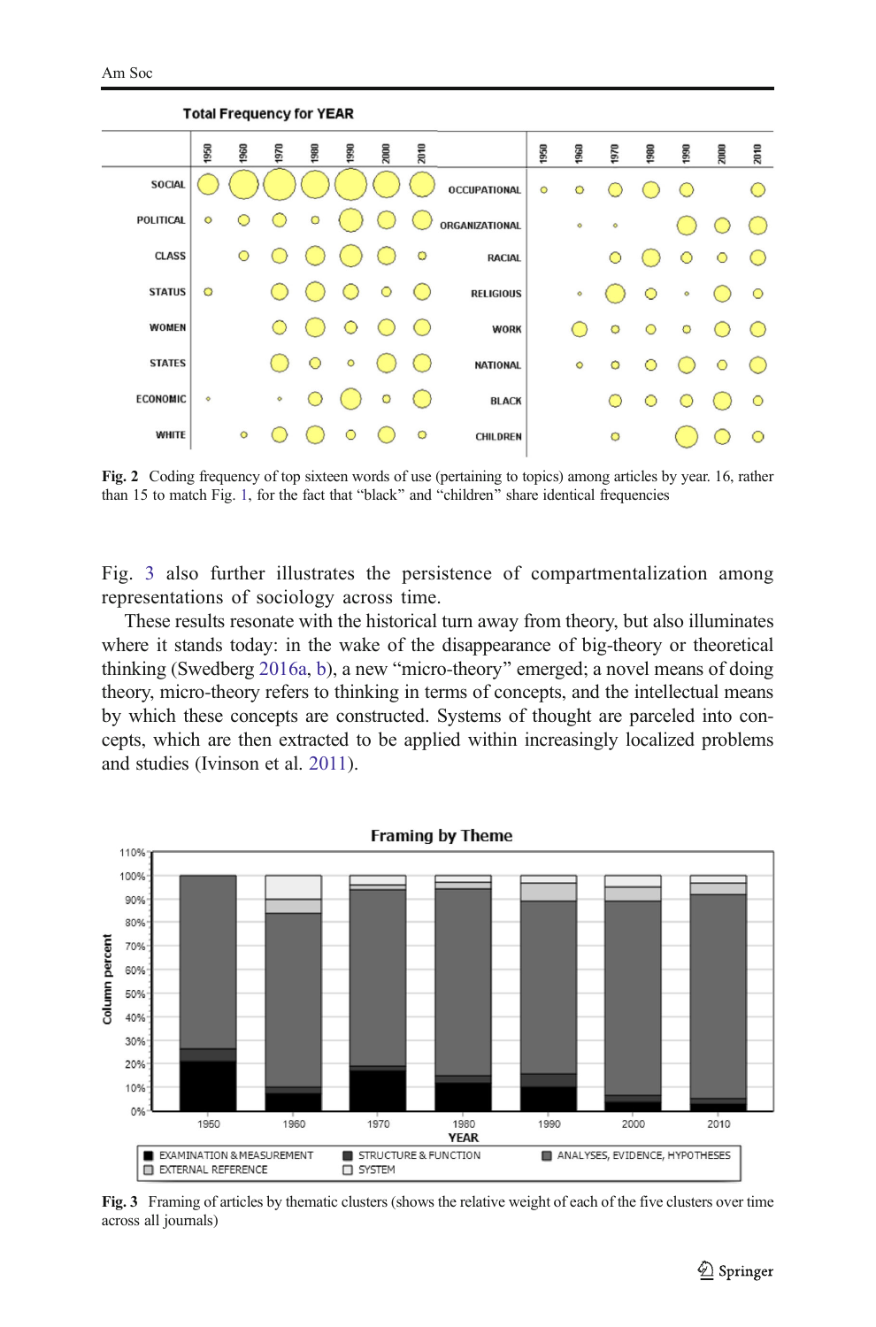Fig. 2 Coding frequency of top sixteen words of use (pertaining to topics) among articles by year. 16, rather than 15 to match Fig. 1, for the fact that "black" and "children" share identical frequencies

Fig. 3 also further illustrates the persistence of compartmentalization among representations of sociology across time.

These results resonate with the historical turn away from theory, but also illuminates where it stands today: in the wake of the disappearance of big-theory or theoretical thinking (Swedberg 2016a, b), a new "micro-theory" emerged; a novel means of doing theory, micro-theory refers to thinking in terms of concepts, and the intellectual means by which these concepts are constructed. Systems of thought are parceled into concepts, which are then extracted to be applied within increasingly localized problems and studies (Ivinson et al. 2011).

Fig. 3 Framing of articles by thematic clusters (shows the relative weight of each of the five clusters over time across all journals)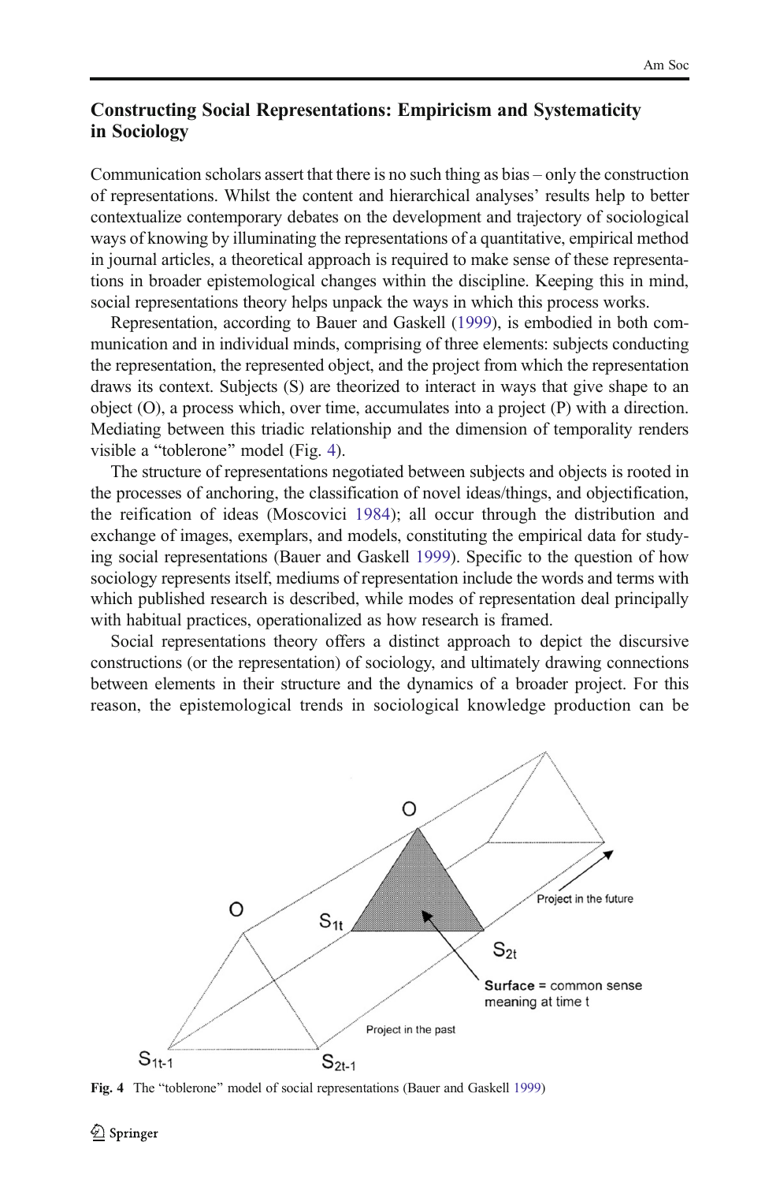### Constructing Social Representations: Empiricism and Systematicity in Sociology

Communication scholars assert that there is no such thing as bias – only the construction of representations. Whilst the content and hierarchical analyses' results help to better contextualize contemporary debates on the development and trajectory of sociological ways of knowing by illuminating the representations of a quantitative, empirical method in journal articles, a theoretical approach is required to make sense of these representations in broader epistemological changes within the discipline. Keeping this in mind, social representations theory helps unpack the ways in which this process works.

Representation, according to Bauer and Gaskell (1999), is embodied in both communication and in individual minds, comprising of three elements: subjects conducting the representation, the represented object, and the project from which the representation draws its context. Subjects (S) are theorized to interact in ways that give shape to an object (O), a process which, over time, accumulates into a project (P) with a direction. Mediating between this triadic relationship and the dimension of temporality renders visible a "toblerone" model (Fig. 4).

The structure of representations negotiated between subjects and objects is rooted in the processes of anchoring, the classification of novel ideas/things, and objectification, the reification of ideas (Moscovici 1984); all occur through the distribution and exchange of images, exemplars, and models, constituting the empirical data for studying social representations (Bauer and Gaskell 1999). Specific to the question of how sociology represents itself, mediums of representation include the words and terms with which published research is described, while modes of representation deal principally with habitual practices, operationalized as how research is framed.

Social representations theory offers a distinct approach to depict the discursive constructions (or the representation) of sociology, and ultimately drawing connections between elements in their structure and the dynamics of a broader project. For this reason, the epistemological trends in sociological knowledge production can be

**Fig. 4** The "toblerone" model of social representations (Bauer and Gaskell 1999)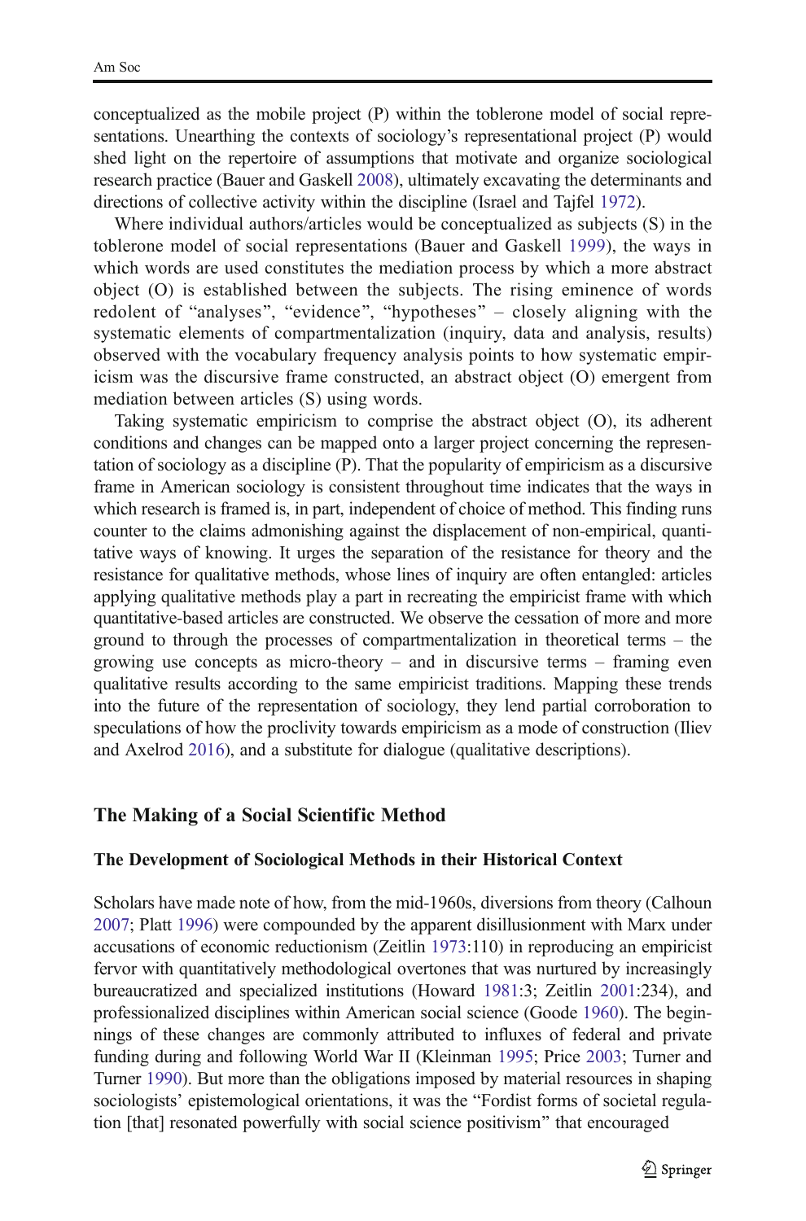conceptualized as the mobile project (P) within the toblerone model of social representations. Unearthing the contexts of sociology's representational project (P) would shed light on the repertoire of assumptions that motivate and organize sociological research practice (Bauer and Gaskell 2008), ultimately excavating the determinants and directions of collective activity within the discipline (Israel and Tajfel 1972).

Where individual authors/articles would be conceptualized as subjects (S) in the toblerone model of social representations (Bauer and Gaskell 1999), the ways in which words are used constitutes the mediation process by which a more abstract object (O) is established between the subjects. The rising eminence of words redolent of "analyses", "evidence", "hypotheses" – closely aligning with the systematic elements of compartmentalization (inquiry, data and analysis, results) observed with the vocabulary frequency analysis points to how systematic empiricism was the discursive frame constructed, an abstract object (O) emergent from mediation between articles (S) using words.

Taking systematic empiricism to comprise the abstract object (O), its adherent conditions and changes can be mapped onto a larger project concerning the representation of sociology as a discipline (P). That the popularity of empiricism as a discursive frame in American sociology is consistent throughout time indicates that the ways in which research is framed is, in part, independent of choice of method. This finding runs counter to the claims admonishing against the displacement of non-empirical, quantitative ways of knowing. It urges the separation of the resistance for theory and the resistance for qualitative methods, whose lines of inquiry are often entangled: articles applying qualitative methods play a part in recreating the empiricist frame with which quantitative-based articles are constructed. We observe the cessation of more and more ground to through the processes of compartmentalization in theoretical terms – the growing use concepts as micro-theory – and in discursive terms – framing even qualitative results according to the same empiricist traditions. Mapping these trends into the future of the representation of sociology, they lend partial corroboration to speculations of how the proclivity towards empiricism as a mode of construction (Iliev and Axelrod 2016), and a substitute for dialogue (qualitative descriptions).

## The Making of a Social Scientific Method

### The Development of Sociological Methods in their Historical Context

Scholars have made note of how, from the mid-1960s, diversions from theory (Calhoun 2007; Platt 1996) were compounded by the apparent disillusionment with Marx under accusations of economic reductionism (Zeitlin 1973:110) in reproducing an empiricist fervor with quantitatively methodological overtones that was nurtured by increasingly bureaucratized and specialized institutions (Howard 1981:3; Zeitlin 2001:234), and professionalized disciplines within American social science (Goode 1960). The beginnings of these changes are commonly attributed to influxes of federal and private funding during and following World War II (Kleinman 1995; Price 2003; Turner and Turner 1990). But more than the obligations imposed by material resources in shaping sociologists' epistemological orientations, it was the "Fordist forms of societal regulation [that] resonated powerfully with social science positivism" that encouraged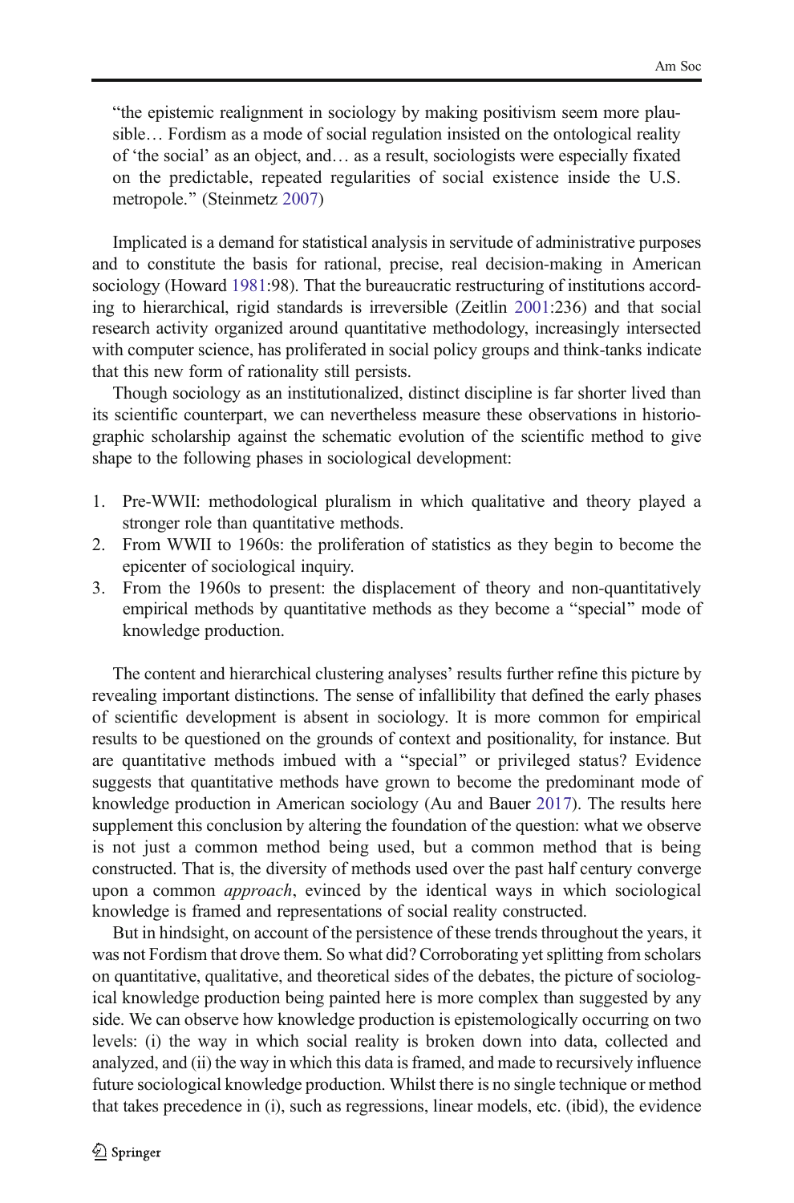"the epistemic realignment in sociology by making positivism seem more plausible… Fordism as a mode of social regulation insisted on the ontological reality of 'the social' as an object, and… as a result, sociologists were especially fixated on the predictable, repeated regularities of social existence inside the U.S. metropole." (Steinmetz 2007)

Implicated is a demand for statistical analysis in servitude of administrative purposes and to constitute the basis for rational, precise, real decision-making in American sociology (Howard 1981:98). That the bureaucratic restructuring of institutions according to hierarchical, rigid standards is irreversible (Zeitlin 2001:236) and that social research activity organized around quantitative methodology, increasingly intersected with computer science, has proliferated in social policy groups and think-tanks indicate that this new form of rationality still persists.

Though sociology as an institutionalized, distinct discipline is far shorter lived than its scientific counterpart, we can nevertheless measure these observations in historiographic scholarship against the schematic evolution of the scientific method to give shape to the following phases in sociological development:

1. Pre-WWII: methodological pluralism in which qualitative and theory played a stronger role than quantitative methods.
2. From WWII to 1960s: the proliferation of statistics as they begin to become the epicenter of sociological inquiry.
3. From the 1960s to present: the displacement of theory and non-quantitatively empirical methods by quantitative methods as they become a "special" mode of knowledge production.

The content and hierarchical clustering analyses' results further refine this picture by revealing important distinctions. The sense of infallibility that defined the early phases of scientific development is absent in sociology. It is more common for empirical results to be questioned on the grounds of context and positionality, for instance. But are quantitative methods imbued with a "special" or privileged status? Evidence suggests that quantitative methods have grown to become the predominant mode of knowledge production in American sociology (Au and Bauer 2017). The results here supplement this conclusion by altering the foundation of the question: what we observe is not just a common method being used, but a common method that is being constructed. That is, the diversity of methods used over the past half century converge upon a common *approach*, evinced by the identical ways in which sociological knowledge is framed and representations of social reality constructed.

But in hindsight, on account of the persistence of these trends throughout the years, it was not Fordism that drove them. So what did? Corroborating yet splitting from scholars on quantitative, qualitative, and theoretical sides of the debates, the picture of sociological knowledge production being painted here is more complex than suggested by any side. We can observe how knowledge production is epistemologically occurring on two levels: (i) the way in which social reality is broken down into data, collected and analyzed, and (ii) the way in which this data is framed, and made to recursively influence future sociological knowledge production. Whilst there is no single technique or method that takes precedence in (i), such as regressions, linear models, etc. (ibid), the evidence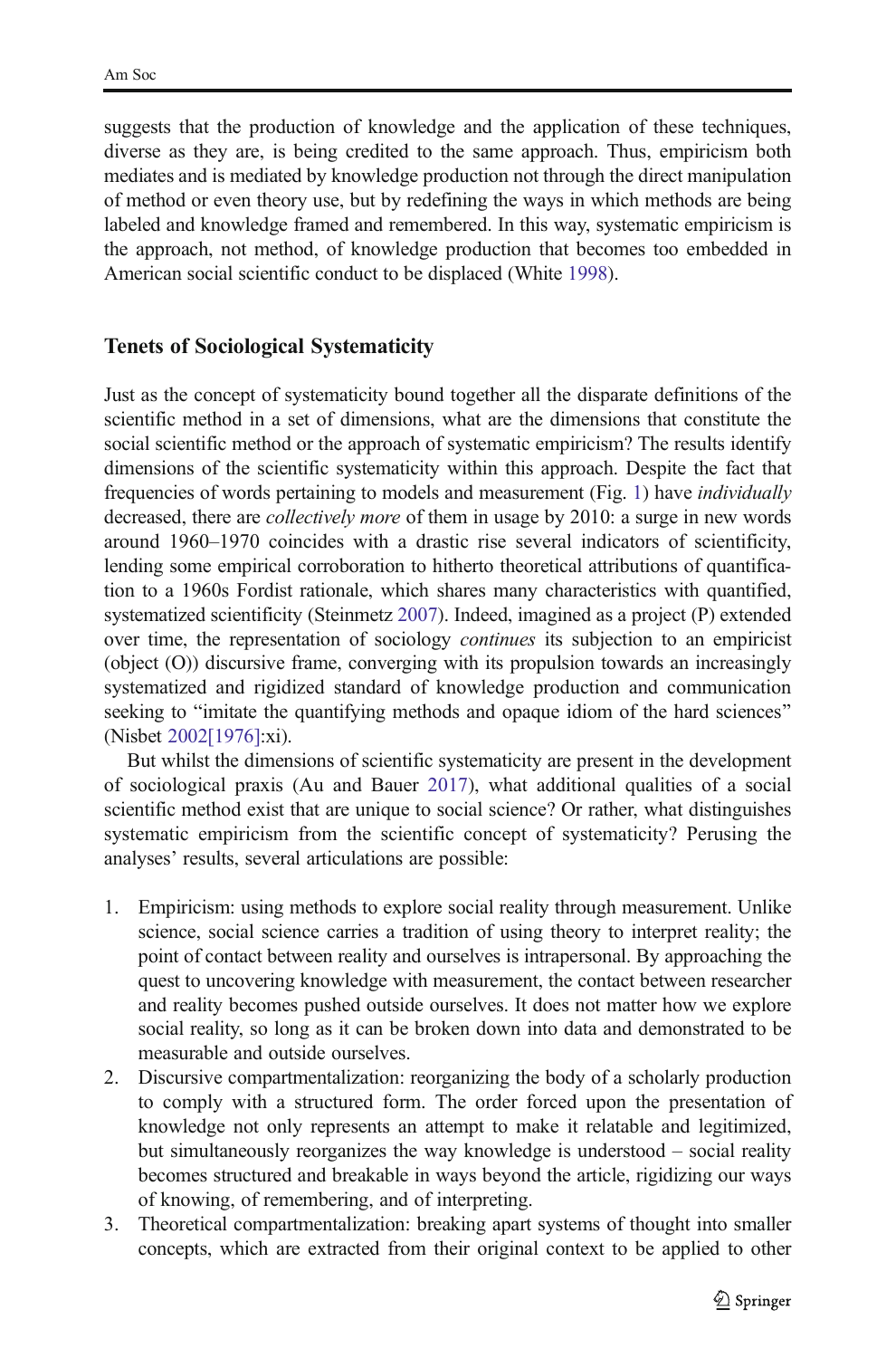suggests that the production of knowledge and the application of these techniques, diverse as they are, is being credited to the same approach. Thus, empiricism both mediates and is mediated by knowledge production not through the direct manipulation of method or even theory use, but by redefining the ways in which methods are being labeled and knowledge framed and remembered. In this way, systematic empiricism is the approach, not method, of knowledge production that becomes too embedded in American social scientific conduct to be displaced (White 1998).

## Tenets of Sociological Systematicity

Just as the concept of systematicity bound together all the disparate definitions of the scientific method in a set of dimensions, what are the dimensions that constitute the social scientific method or the approach of systematic empiricism? The results identify dimensions of the scientific systematicity within this approach. Despite the fact that frequencies of words pertaining to models and measurement (Fig. 1) have *individually* decreased, there are *collectively more* of them in usage by 2010: a surge in new words around 1960–1970 coincides with a drastic rise several indicators of scientificity, lending some empirical corroboration to hitherto theoretical attributions of quantification to a 1960s Fordist rationale, which shares many characteristics with quantified, systematized scientificity (Steinmetz 2007). Indeed, imagined as a project (P) extended over time, the representation of sociology *continues* its subjection to an empiricist (object (O)) discursive frame, converging with its propulsion towards an increasingly systematized and rigidized standard of knowledge production and communication seeking to "imitate the quantifying methods and opaque idiom of the hard sciences" (Nisbet 2002[1976]:xi).

But whilst the dimensions of scientific systematicity are present in the development of sociological praxis (Au and Bauer 2017), what additional qualities of a social scientific method exist that are unique to social science? Or rather, what distinguishes systematic empiricism from the scientific concept of systematicity? Perusing the analyses' results, several articulations are possible:

1. Empiricism: using methods to explore social reality through measurement. Unlike science, social science carries a tradition of using theory to interpret reality; the point of contact between reality and ourselves is intrapersonal. By approaching the quest to uncovering knowledge with measurement, the contact between researcher and reality becomes pushed outside ourselves. It does not matter how we explore social reality, so long as it can be broken down into data and demonstrated to be measurable and outside ourselves.
2. Discursive compartmentalization: reorganizing the body of a scholarly production to comply with a structured form. The order forced upon the presentation of knowledge not only represents an attempt to make it relatable and legitimized, but simultaneously reorganizes the way knowledge is understood – social reality becomes structured and breakable in ways beyond the article, rigidizing our ways of knowing, of remembering, and of interpreting.
3. Theoretical compartmentalization: breaking apart systems of thought into smaller concepts, which are extracted from their original context to be applied to other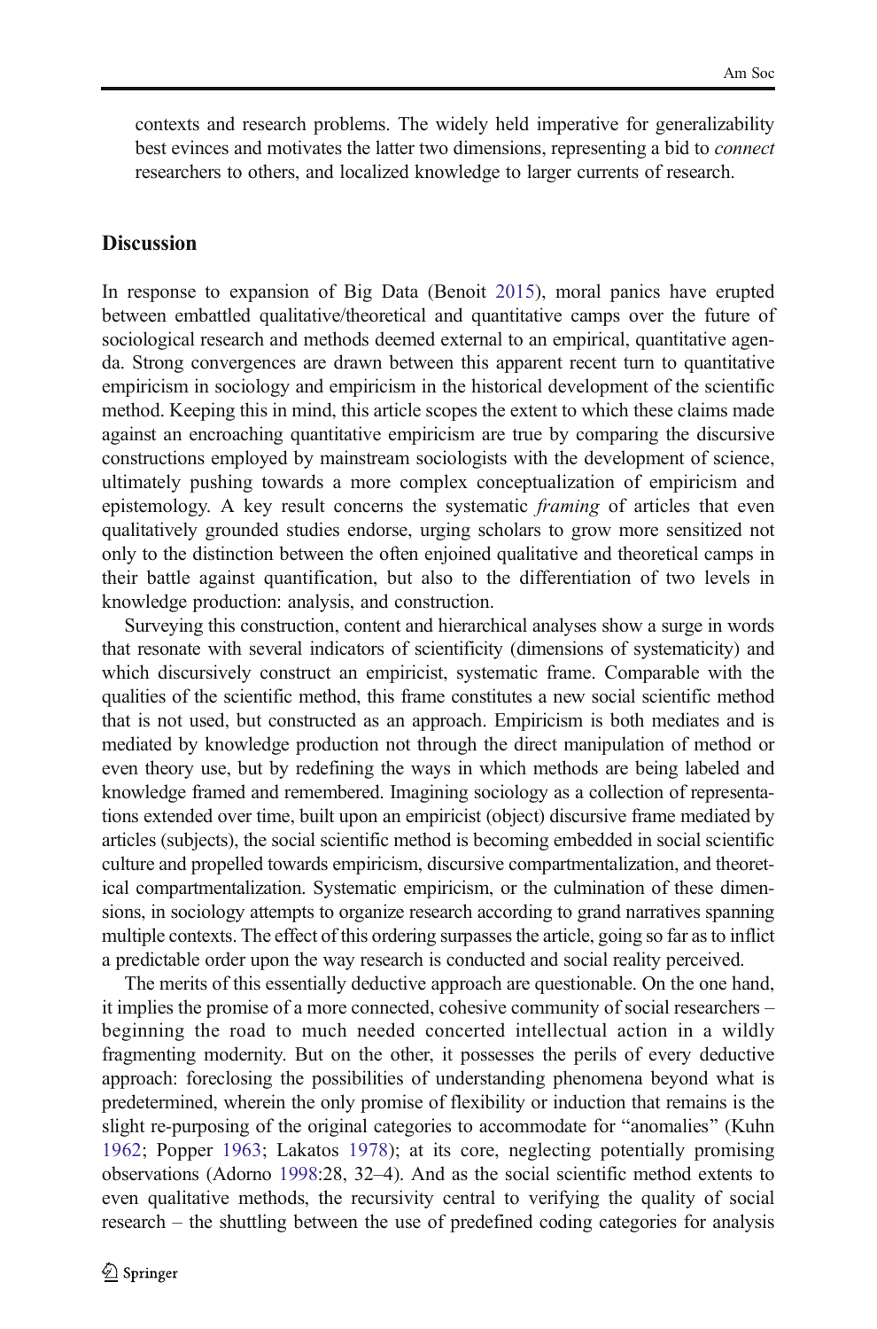contexts and research problems. The widely held imperative for generalizability best evinces and motivates the latter two dimensions, representing a bid to *connect* researchers to others, and localized knowledge to larger currents of research.

## Discussion

In response to expansion of Big Data (Benoit 2015), moral panics have erupted between embattled qualitative/theoretical and quantitative camps over the future of sociological research and methods deemed external to an empirical, quantitative agenda. Strong convergences are drawn between this apparent recent turn to quantitative empiricism in sociology and empiricism in the historical development of the scientific method. Keeping this in mind, this article scopes the extent to which these claims made against an encroaching quantitative empiricism are true by comparing the discursive constructions employed by mainstream sociologists with the development of science, ultimately pushing towards a more complex conceptualization of empiricism and epistemology. A key result concerns the systematic *framing* of articles that even qualitatively grounded studies endorse, urging scholars to grow more sensitized not only to the distinction between the often enjoined qualitative and theoretical camps in their battle against quantification, but also to the differentiation of two levels in knowledge production: analysis, and construction.

Surveying this construction, content and hierarchical analyses show a surge in words that resonate with several indicators of scientificity (dimensions of systematicity) and which discursively construct an empiricist, systematic frame. Comparable with the qualities of the scientific method, this frame constitutes a new social scientific method that is not used, but constructed as an approach. Empiricism is both mediates and is mediated by knowledge production not through the direct manipulation of method or even theory use, but by redefining the ways in which methods are being labeled and knowledge framed and remembered. Imagining sociology as a collection of representations extended over time, built upon an empiricist (object) discursive frame mediated by articles (subjects), the social scientific method is becoming embedded in social scientific culture and propelled towards empiricism, discursive compartmentalization, and theoretical compartmentalization. Systematic empiricism, or the culmination of these dimensions, in sociology attempts to organize research according to grand narratives spanning multiple contexts. The effect of this ordering surpasses the article, going so far as to inflict a predictable order upon the way research is conducted and social reality perceived.

The merits of this essentially deductive approach are questionable. On the one hand, it implies the promise of a more connected, cohesive community of social researchers – beginning the road to much needed concerted intellectual action in a wildly fragmenting modernity. But on the other, it possesses the perils of every deductive approach: foreclosing the possibilities of understanding phenomena beyond what is predetermined, wherein the only promise of flexibility or induction that remains is the slight re-purposing of the original categories to accommodate for "anomalies" (Kuhn 1962; Popper 1963; Lakatos 1978); at its core, neglecting potentially promising observations (Adorno 1998:28, 32–4). And as the social scientific method extents to even qualitative methods, the recursivity central to verifying the quality of social research – the shuttling between the use of predefined coding categories for analysis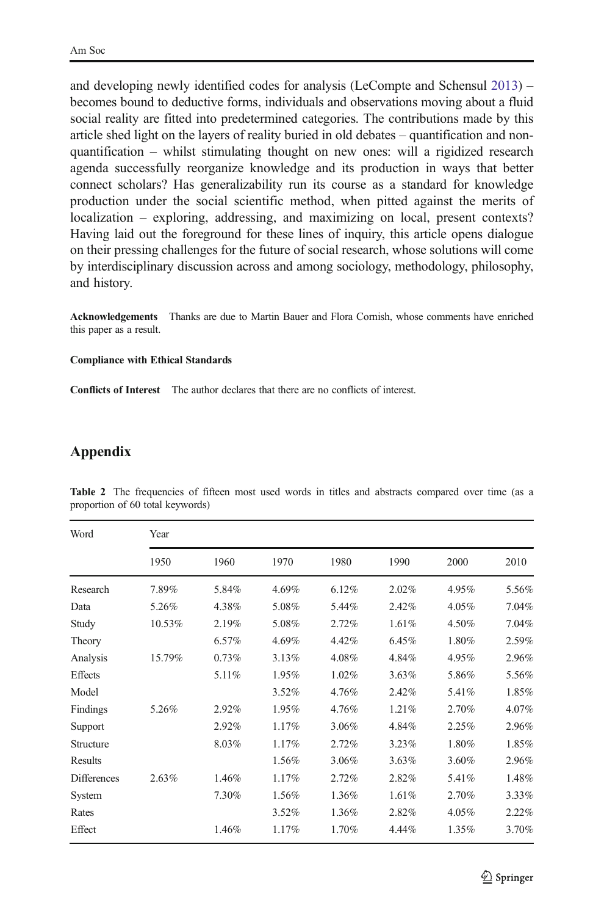and developing newly identified codes for analysis (LeCompte and Schensul 2013) – becomes bound to deductive forms, individuals and observations moving about a fluid social reality are fitted into predetermined categories. The contributions made by this article shed light on the layers of reality buried in old debates – quantification and non-quantification – whilst stimulating thought on new ones: will a rigidized research agenda successfully reorganize knowledge and its production in ways that better connect scholars? Has generalizability run its course as a standard for knowledge production under the social scientific method, when pitted against the merits of localization – exploring, addressing, and maximizing on local, present contexts? Having laid out the foreground for these lines of inquiry, this article opens dialogue on their pressing challenges for the future of social research, whose solutions will come by interdisciplinary discussion across and among sociology, methodology, philosophy, and history.

**Acknowledgements** Thanks are due to Martin Bauer and Flora Cornish, whose comments have enriched this paper as a result.

**Compliance with Ethical Standards**

**Conflicts of Interest** The author declares that there are no conflicts of interest.

## Appendix

**Table 2** The frequencies of fifteen most used words in titles and abstracts compared over time (as a proportion of 60 total keywords)

| Word | Year | | | | | | |
|---|---|---|---|---|---|---|---|
| | 1950 | 1960 | 1970 | 1980 | 1990 | 2000 | 2010 |
| Research | 7.89% | 5.84% | 4.69% | 6.12% | 2.02% | 4.95% | 5.56% |
| Data | 5.26% | 4.38% | 5.08% | 5.44% | 2.42% | 4.05% | 7.04% |
| Study | 10.53% | 2.19% | 5.08% | 2.72% | 1.61% | 4.50% | 7.04% |
| Theory | | 6.57% | 4.69% | 4.42% | 6.45% | 1.80% | 2.59% |
| Analysis | 15.79% | 0.73% | 3.13% | 4.08% | 4.84% | 4.95% | 2.96% |
| Effects | | 5.11% | 1.95% | 1.02% | 3.63% | 5.86% | 5.56% |
| Model | | | 3.52% | 4.76% | 2.42% | 5.41% | 1.85% |
| Findings | 5.26% | 2.92% | 1.95% | 4.76% | 1.21% | 2.70% | 4.07% |
| Support | | 2.92% | 1.17% | 3.06% | 4.84% | 2.25% | 2.96% |
| Structure | | 8.03% | 1.17% | 2.72% | 3.23% | 1.80% | 1.85% |
| Results | | | 1.56% | 3.06% | 3.63% | 3.60% | 2.96% |
| Differences | 2.63% | 1.46% | 1.17% | 2.72% | 2.82% | 5.41% | 1.48% |
| System | | 7.30% | 1.56% | 1.36% | 1.61% | 2.70% | 3.33% |
| Rates | | | 3.52% | 1.36% | 2.82% | 4.05% | 2.22% |
| Effect | | 1.46% | 1.17% | 1.70% | 4.44% | 1.35% | 3.70% |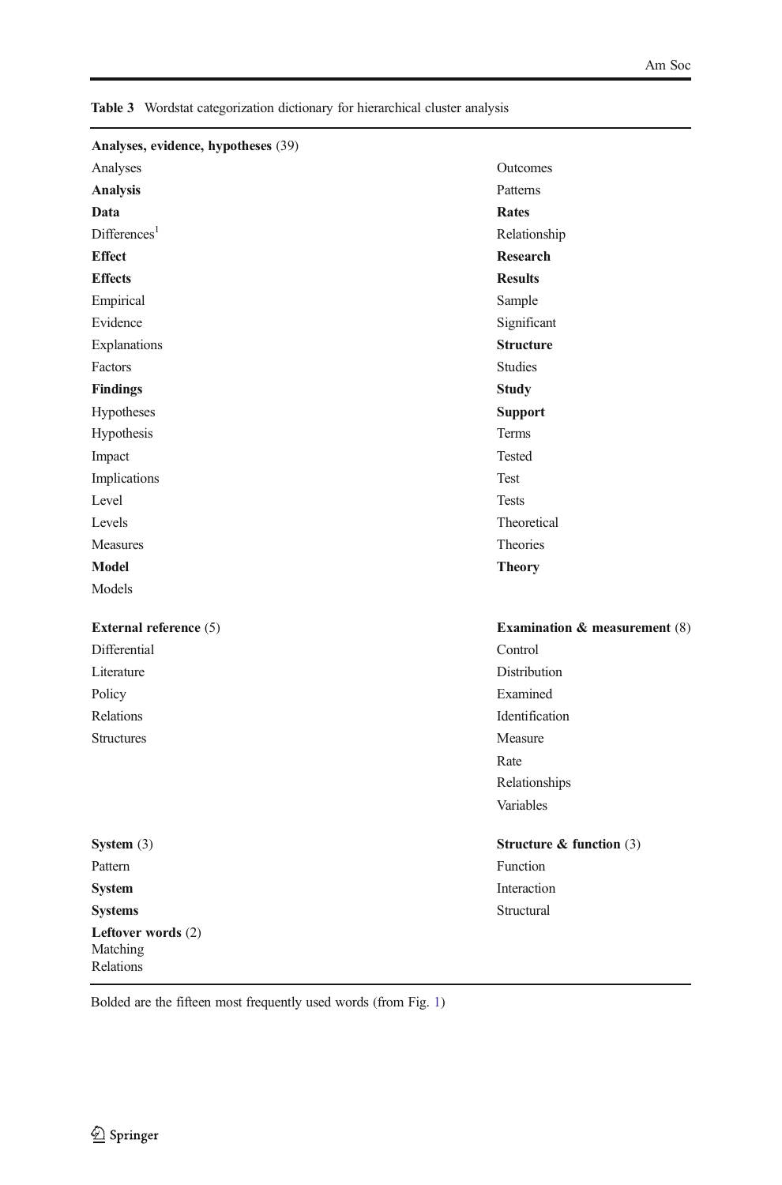**Table 3** Wordstat categorization dictionary for hierarchical cluster analysis

**Analyses, evidence, hypotheses** (39)

| | |
|---|---|
| Analyses | Outcomes |
| **Analysis** | Patterns |
| **Data** | **Rates** |
| Differences[1] | Relationship |
| **Effect** | **Research** |
| **Effects** | **Results** |
| Empirical | Sample |
| Evidence | Significant |
| Explanations | **Structure** |
| Factors | Studies |
| **Findings** | **Study** |
| Hypotheses | **Support** |
| Hypothesis | Terms |
| Impact | Tested |
| Implications | Test |
| Level | Tests |
| Levels | Theoretical |
| Measures | Theories |
| **Model** | **Theory** |
| Models | |

| **External reference** (5) | **Examination & measurement** (8) |
|---|---|
| Differential | Control |
| Literature | Distribution |
| Policy | Examined |
| Relations | Identification |
| Structures | Measure |
| | Rate |
| | Relationships |
| | Variables |

| **System** (3) | **Structure & function** (3) |
|---|---|
| Pattern | Function |
| **System** | Interaction |
| **Systems** | Structural |

**Leftover words** (2)
Matching
Relations

Bolded are the fifteen most frequently used words (from Fig. 1)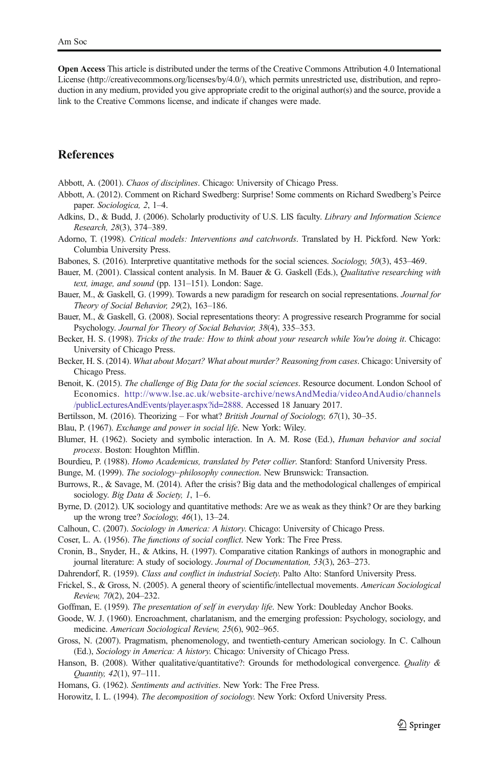**Open Access** This article is distributed under the terms of the Creative Commons Attribution 4.0 International License (http://creativecommons.org/licenses/by/4.0/), which permits unrestricted use, distribution, and reproduction in any medium, provided you give appropriate credit to the original author(s) and the source, provide a link to the Creative Commons license, and indicate if changes were made.

## References

Abbott, A. (2001). *Chaos of disciplines*. Chicago: University of Chicago Press.

Abbott, A. (2012). Comment on Richard Swedberg: Surprise! Some comments on Richard Swedberg's Peirce paper. *Sociologica, 2*, 1–4.

Adkins, D., & Budd, J. (2006). Scholarly productivity of U.S. LIS faculty. *Library and Information Science Research, 28*(3), 374–389.

Adorno, T. (1998). *Critical models: Interventions and catchwords*. Translated by H. Pickford. New York: Columbia University Press.

Babones, S. (2016). Interpretive quantitative methods for the social sciences. *Sociology, 50*(3), 453–469.

Bauer, M. (2001). Classical content analysis. In M. Bauer & G. Gaskell (Eds.), *Qualitative researching with text, image, and sound* (pp. 131–151). London: Sage.

Bauer, M., & Gaskell, G. (1999). Towards a new paradigm for research on social representations. *Journal for Theory of Social Behavior, 29*(2), 163–186.

Bauer, M., & Gaskell, G. (2008). Social representations theory: A progressive research Programme for social Psychology. *Journal for Theory of Social Behavior, 38*(4), 335–353.

Becker, H. S. (1998). *Tricks of the trade: How to think about your research while You're doing it*. Chicago: University of Chicago Press.

Becker, H. S. (2014). *What about Mozart? What about murder? Reasoning from cases*. Chicago: University of Chicago Press.

Benoit, K. (2015). *The challenge of Big Data for the social sciences*. Resource document. London School of Economics. http://www.lse.ac.uk/website-archive/newsAndMedia/videoAndAudio/channels/publicLecturesAndEvents/player.aspx?id=2888. Accessed 18 January 2017.

Bertilsson, M. (2016). Theorizing – For what? *British Journal of Sociology, 67*(1), 30–35.

Blau, P. (1967). *Exchange and power in social life*. New York: Wiley.

Blumer, H. (1962). Society and symbolic interaction. In A. M. Rose (Ed.), *Human behavior and social process*. Boston: Houghton Mifflin.

Bourdieu, P. (1988). *Homo Academicus, translated by Peter collier*. Stanford: Stanford University Press.

Bunge, M. (1999). *The sociology–philosophy connection*. New Brunswick: Transaction.

Burrows, R., & Savage, M. (2014). After the crisis? Big data and the methodological challenges of empirical sociology. *Big Data & Society, 1*, 1–6.

Byrne, D. (2012). UK sociology and quantitative methods: Are we as weak as they think? Or are they barking up the wrong tree? *Sociology, 46*(1), 13–24.

Calhoun, C. (2007). *Sociology in America: A history.* Chicago: University of Chicago Press.

Coser, L. A. (1956). *The functions of social conflict*. New York: The Free Press.

Cronin, B., Snyder, H., & Atkins, H. (1997). Comparative citation Rankings of authors in monographic and journal literature: A study of sociology. *Journal of Documentation, 53*(3), 263–273.

Dahrendorf, R. (1959). *Class and conflict in industrial Society.* Palto Alto: Stanford University Press.

Frickel, S., & Gross, N. (2005). A general theory of scientific/intellectual movements. *American Sociological Review, 70*(2), 204–232.

Goffman, E. (1959). *The presentation of self in everyday life*. New York: Doubleday Anchor Books.

Goode, W. J. (1960). Encroachment, charlatanism, and the emerging profession: Psychology, sociology, and medicine. *American Sociological Review, 25*(6), 902–965.

Gross, N. (2007). Pragmatism, phenomenology, and twentieth-century American sociology. In C. Calhoun (Ed.), *Sociology in America: A history.* Chicago: University of Chicago Press.

Hanson, B. (2008). Wither qualitative/quantitative?: Grounds for methodological convergence. *Quality & Quantity, 42*(1), 97–111.

Homans, G. (1962). *Sentiments and activities*. New York: The Free Press.

Horowitz, I. L. (1994). *The decomposition of sociology.* New York: Oxford University Press.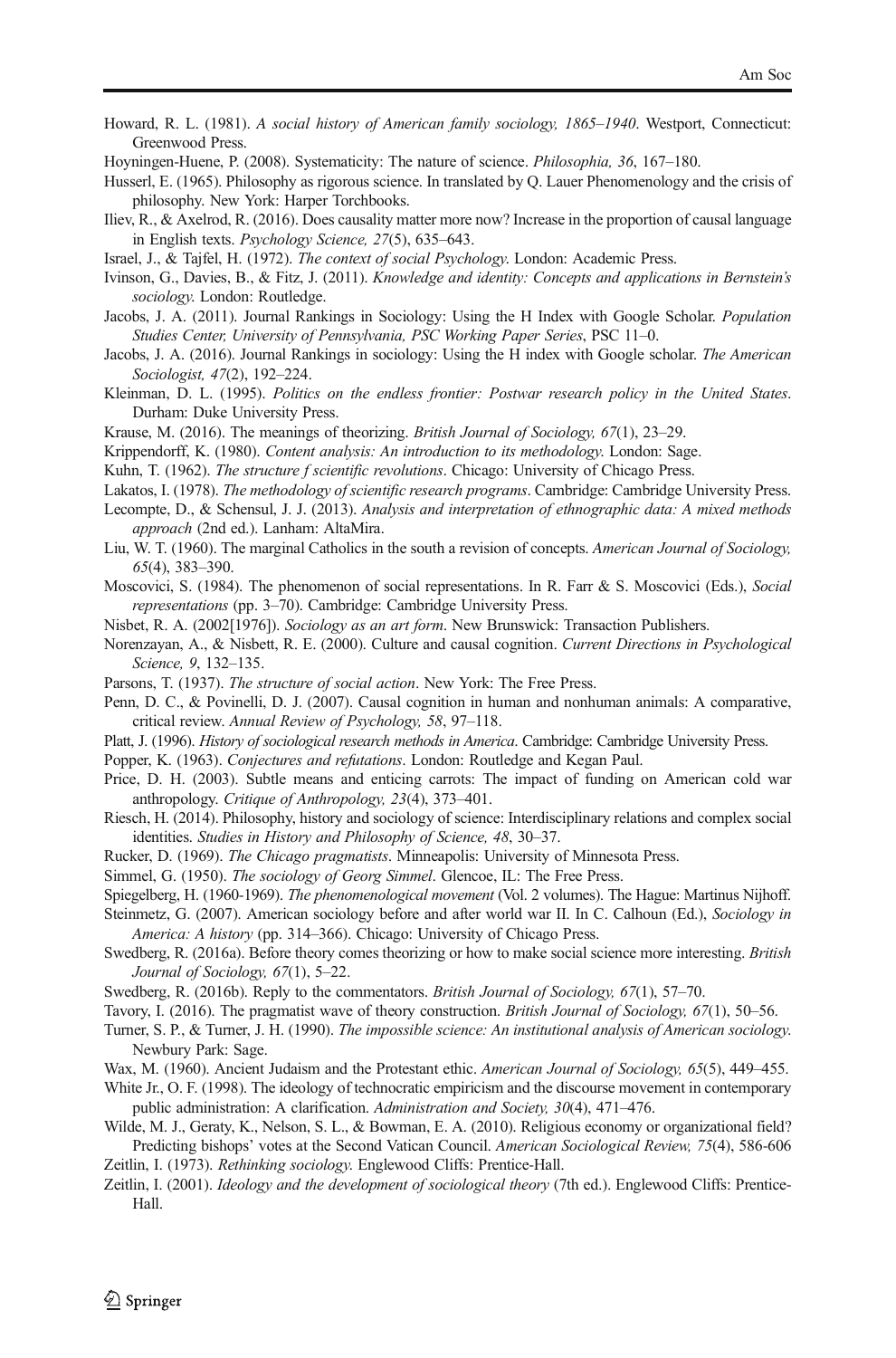Howard, R. L. (1981). *A social history of American family sociology, 1865–1940*. Westport, Connecticut: Greenwood Press.

Hoyningen-Huene, P. (2008). Systematicity: The nature of science. *Philosophia, 36*, 167–180.

Husserl, E. (1965). Philosophy as rigorous science. In translated by Q. Lauer Phenomenology and the crisis of philosophy. New York: Harper Torchbooks.

Iliev, R., & Axelrod, R. (2016). Does causality matter more now? Increase in the proportion of causal language in English texts. *Psychology Science, 27*(5), 635–643.

Israel, J., & Tajfel, H. (1972). *The context of social Psychology*. London: Academic Press.

Ivinson, G., Davies, B., & Fitz, J. (2011). *Knowledge and identity: Concepts and applications in Bernstein's sociology*. London: Routledge.

Jacobs, J. A. (2011). Journal Rankings in Sociology: Using the H Index with Google Scholar. *Population Studies Center, University of Pennsylvania, PSC Working Paper Series*, PSC 11–0.

Jacobs, J. A. (2016). Journal Rankings in sociology: Using the H index with Google scholar. *The American Sociologist, 47*(2), 192–224.

Kleinman, D. L. (1995). *Politics on the endless frontier: Postwar research policy in the United States*. Durham: Duke University Press.

Krause, M. (2016). The meanings of theorizing. *British Journal of Sociology, 67*(1), 23–29.

Krippendorff, K. (1980). *Content analysis: An introduction to its methodology*. London: Sage.

Kuhn, T. (1962). *The structure f scientific revolutions*. Chicago: University of Chicago Press.

Lakatos, I. (1978). *The methodology of scientific research programs*. Cambridge: Cambridge University Press.

Lecompte, D., & Schensul, J. J. (2013). *Analysis and interpretation of ethnographic data: A mixed methods approach* (2nd ed.). Lanham: AltaMira.

Liu, W. T. (1960). The marginal Catholics in the south a revision of concepts. *American Journal of Sociology, 65*(4), 383–390.

Moscovici, S. (1984). The phenomenon of social representations. In R. Farr & S. Moscovici (Eds.), *Social representations* (pp. 3–70). Cambridge: Cambridge University Press.

Nisbet, R. A. (2002[1976]). *Sociology as an art form*. New Brunswick: Transaction Publishers.

Norenzayan, A., & Nisbett, R. E. (2000). Culture and causal cognition. *Current Directions in Psychological Science, 9*, 132–135.

Parsons, T. (1937). *The structure of social action*. New York: The Free Press.

Penn, D. C., & Povinelli, D. J. (2007). Causal cognition in human and nonhuman animals: A comparative, critical review. *Annual Review of Psychology, 58*, 97–118.

Platt, J. (1996). *History of sociological research methods in America*. Cambridge: Cambridge University Press.

Popper, K. (1963). *Conjectures and refutations*. London: Routledge and Kegan Paul.

Price, D. H. (2003). Subtle means and enticing carrots: The impact of funding on American cold war anthropology. *Critique of Anthropology, 23*(4), 373–401.

Riesch, H. (2014). Philosophy, history and sociology of science: Interdisciplinary relations and complex social identities. *Studies in History and Philosophy of Science, 48*, 30–37.

Rucker, D. (1969). *The Chicago pragmatists*. Minneapolis: University of Minnesota Press.

Simmel, G. (1950). *The sociology of Georg Simmel*. Glencoe, IL: The Free Press.

Spiegelberg, H. (1960-1969). *The phenomenological movement* (Vol. 2 volumes). The Hague: Martinus Nijhoff.

Steinmetz, G. (2007). American sociology before and after world war II. In C. Calhoun (Ed.), *Sociology in America: A history* (pp. 314–366). Chicago: University of Chicago Press.

Swedberg, R. (2016a). Before theory comes theorizing or how to make social science more interesting. *British Journal of Sociology, 67*(1), 5–22.

Swedberg, R. (2016b). Reply to the commentators. *British Journal of Sociology, 67*(1), 57–70.

Tavory, I. (2016). The pragmatist wave of theory construction. *British Journal of Sociology, 67*(1), 50–56.

Turner, S. P., & Turner, J. H. (1990). *The impossible science: An institutional analysis of American sociology*. Newbury Park: Sage.

Wax, M. (1960). Ancient Judaism and the Protestant ethic. *American Journal of Sociology, 65*(5), 449–455.

White Jr., O. F. (1998). The ideology of technocratic empiricism and the discourse movement in contemporary public administration: A clarification. *Administration and Society, 30*(4), 471–476.

Wilde, M. J., Geraty, K., Nelson, S. L., & Bowman, E. A. (2010). Religious economy or organizational field? Predicting bishops' votes at the Second Vatican Council. *American Sociological Review, 75*(4), 586-606

Zeitlin, I. (1973). *Rethinking sociology*. Englewood Cliffs: Prentice-Hall.

Zeitlin, I. (2001). *Ideology and the development of sociological theory* (7th ed.). Englewood Cliffs: Prentice-Hall.